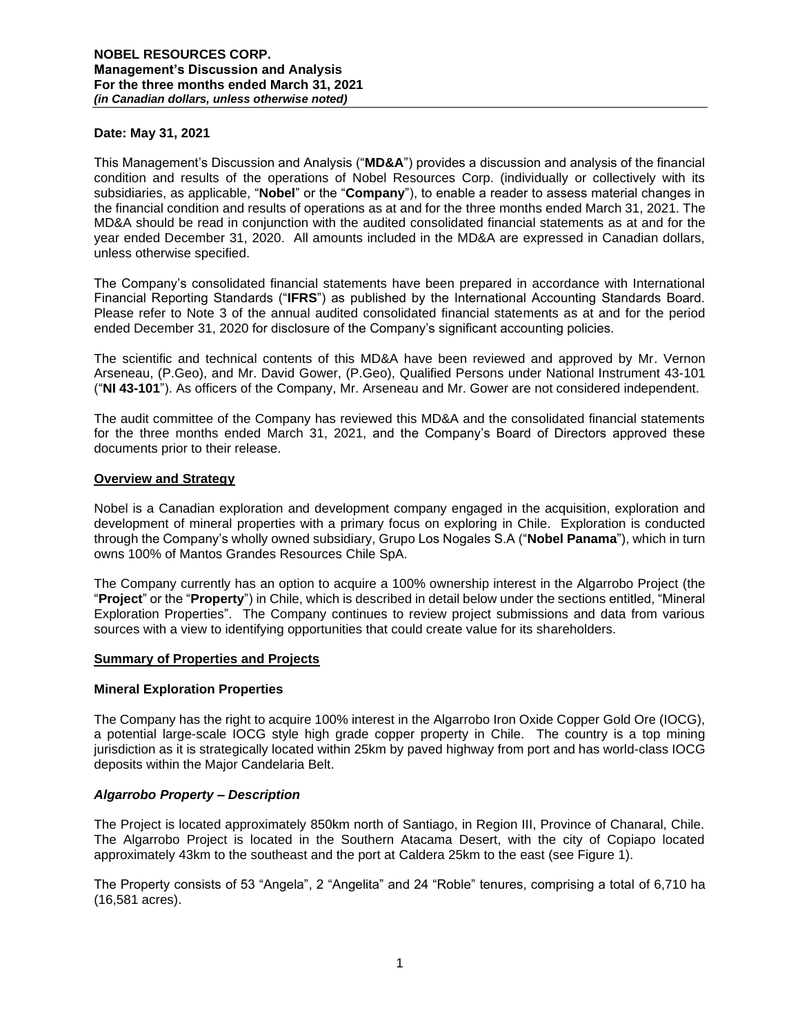**NOBEL RESOURCES CORP.**
**Management's Discussion and Analysis**
**For the three months ended March 31, 2021**
***(in Canadian dollars, unless otherwise noted)***

**Date: May 31, 2021**

This Management's Discussion and Analysis ("**MD&A**") provides a discussion and analysis of the financial condition and results of the operations of Nobel Resources Corp. (individually or collectively with its subsidiaries, as applicable, "**Nobel**" or the "**Company**"), to enable a reader to assess material changes in the financial condition and results of operations as at and for the three months ended March 31, 2021. The MD&A should be read in conjunction with the audited consolidated financial statements as at and for the year ended December 31, 2020. All amounts included in the MD&A are expressed in Canadian dollars, unless otherwise specified.

The Company's consolidated financial statements have been prepared in accordance with International Financial Reporting Standards ("**IFRS**") as published by the International Accounting Standards Board. Please refer to Note 3 of the annual audited consolidated financial statements as at and for the period ended December 31, 2020 for disclosure of the Company's significant accounting policies.

The scientific and technical contents of this MD&A have been reviewed and approved by Mr. Vernon Arseneau, (P.Geo), and Mr. David Gower, (P.Geo), Qualified Persons under National Instrument 43-101 ("**NI 43-101**"). As officers of the Company, Mr. Arseneau and Mr. Gower are not considered independent.

The audit committee of the Company has reviewed this MD&A and the consolidated financial statements for the three months ended March 31, 2021, and the Company's Board of Directors approved these documents prior to their release.

## Overview and Strategy

Nobel is a Canadian exploration and development company engaged in the acquisition, exploration and development of mineral properties with a primary focus on exploring in Chile. Exploration is conducted through the Company's wholly owned subsidiary, Grupo Los Nogales S.A ("**Nobel Panama**"), which in turn owns 100% of Mantos Grandes Resources Chile SpA.

The Company currently has an option to acquire a 100% ownership interest in the Algarrobo Project (the "**Project**" or the "**Property**") in Chile, which is described in detail below under the sections entitled, "Mineral Exploration Properties". The Company continues to review project submissions and data from various sources with a view to identifying opportunities that could create value for its shareholders.

## Summary of Properties and Projects

### Mineral Exploration Properties

The Company has the right to acquire 100% interest in the Algarrobo Iron Oxide Copper Gold Ore (IOCG), a potential large-scale IOCG style high grade copper property in Chile. The country is a top mining jurisdiction as it is strategically located within 25km by paved highway from port and has world-class IOCG deposits within the Major Candelaria Belt.

### *Algarrobo Property – Description*

The Project is located approximately 850km north of Santiago, in Region III, Province of Chanaral, Chile. The Algarrobo Project is located in the Southern Atacama Desert, with the city of Copiapo located approximately 43km to the southeast and the port at Caldera 25km to the east (see Figure 1).

The Property consists of 53 "Angela", 2 "Angelita" and 24 "Roble" tenures, comprising a total of 6,710 ha (16,581 acres).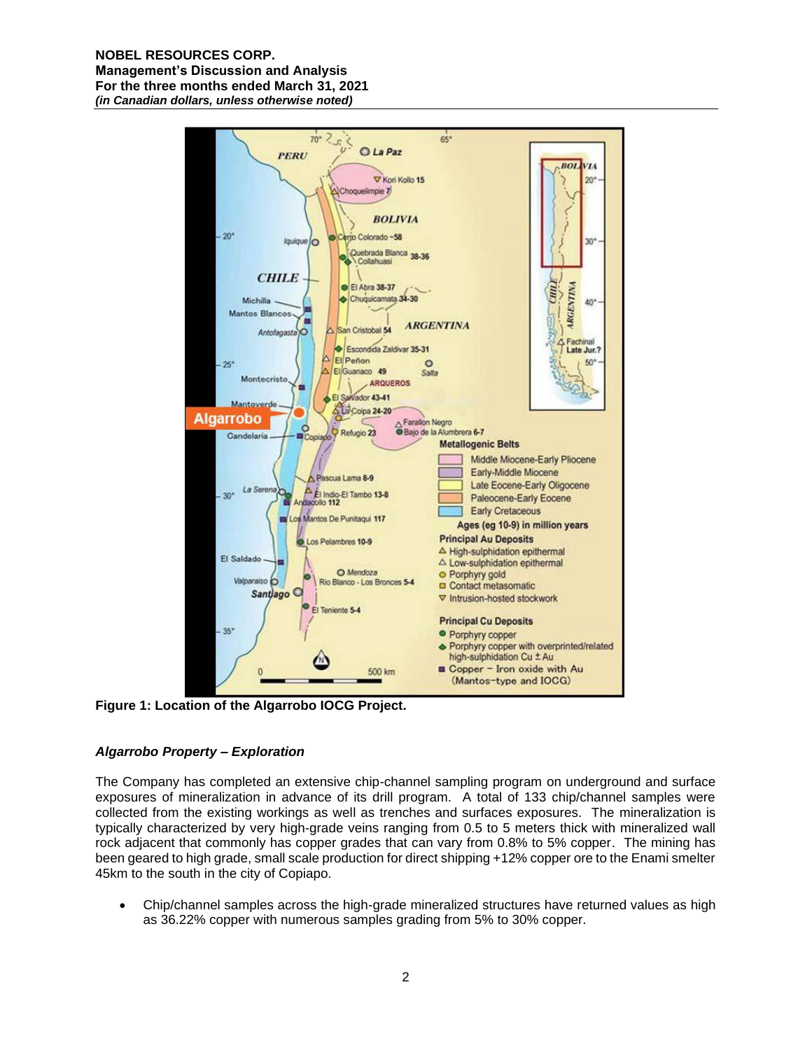Figure 1: Location of the Algarrobo IOCG Project.

### *Algarrobo Property – Exploration*

The Company has completed an extensive chip-channel sampling program on underground and surface exposures of mineralization in advance of its drill program. A total of 133 chip/channel samples were collected from the existing workings as well as trenches and surfaces exposures. The mineralization is typically characterized by very high-grade veins ranging from 0.5 to 5 meters thick with mineralized wall rock adjacent that commonly has copper grades that can vary from 0.8% to 5% copper. The mining has been geared to high grade, small scale production for direct shipping +12% copper ore to the Enami smelter 45km to the south in the city of Copiapo.

- Chip/channel samples across the high-grade mineralized structures have returned values as high as 36.22% copper with numerous samples grading from 5% to 30% copper.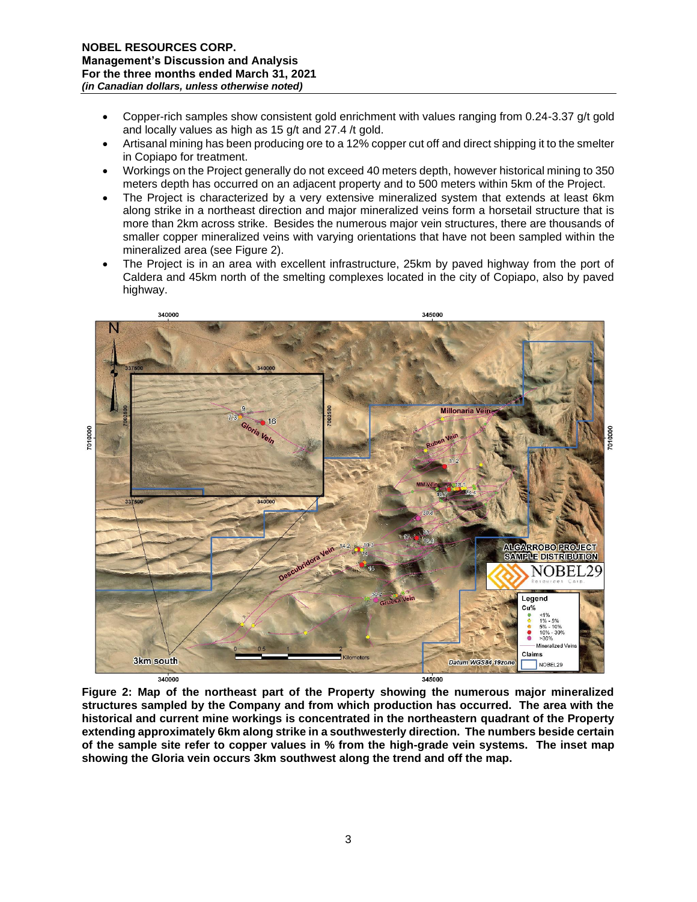- Copper-rich samples show consistent gold enrichment with values ranging from 0.24-3.37 g/t gold and locally values as high as 15 g/t and 27.4 /t gold.
- Artisanal mining has been producing ore to a 12% copper cut off and direct shipping it to the smelter in Copiapo for treatment.
- Workings on the Project generally do not exceed 40 meters depth, however historical mining to 350 meters depth has occurred on an adjacent property and to 500 meters within 5km of the Project.
- The Project is characterized by a very extensive mineralized system that extends at least 6km along strike in a northeast direction and major mineralized veins form a horsetail structure that is more than 2km across strike. Besides the numerous major vein structures, there are thousands of smaller copper mineralized veins with varying orientations that have not been sampled within the mineralized area (see Figure 2).
- The Project is in an area with excellent infrastructure, 25km by paved highway from the port of Caldera and 45km north of the smelting complexes located in the city of Copiapo, also by paved highway.

**Figure 2: Map of the northeast part of the Property showing the numerous major mineralized structures sampled by the Company and from which production has occurred. The area with the historical and current mine workings is concentrated in the northeastern quadrant of the Property extending approximately 6km along strike in a southwesterly direction. The numbers beside certain of the sample site refer to copper values in % from the high-grade vein systems. The inset map showing the Gloria vein occurs 3km southwest along the trend and off the map.**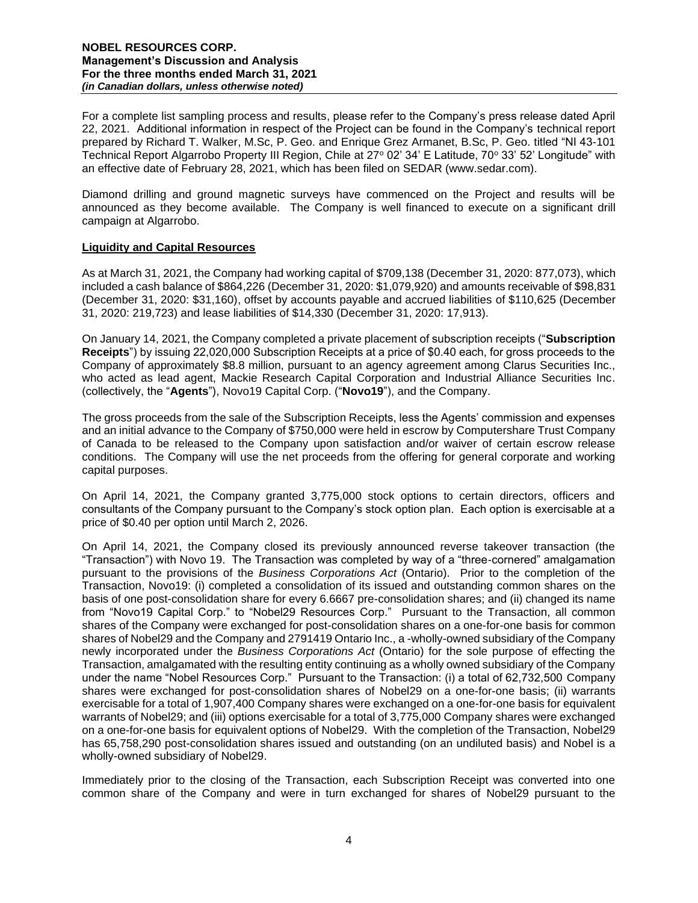For a complete list sampling process and results, please refer to the Company's press release dated April 22, 2021. Additional information in respect of the Project can be found in the Company's technical report prepared by Richard T. Walker, M.Sc, P. Geo. and Enrique Grez Armanet, B.Sc, P. Geo. titled "NI 43-101 Technical Report Algarrobo Property III Region, Chile at 27º 02' 34' E Latitude, 70º 33' 52' Longitude" with an effective date of February 28, 2021, which has been filed on SEDAR (www.sedar.com).

Diamond drilling and ground magnetic surveys have commenced on the Project and results will be announced as they become available. The Company is well financed to execute on a significant drill campaign at Algarrobo.

## Liquidity and Capital Resources

As at March 31, 2021, the Company had working capital of $709,138 (December 31, 2020: 877,073), which included a cash balance of $864,226 (December 31, 2020: $1,079,920) and amounts receivable of $98,831 (December 31, 2020: $31,160), offset by accounts payable and accrued liabilities of $110,625 (December 31, 2020: 219,723) and lease liabilities of $14,330 (December 31, 2020: 17,913).

On January 14, 2021, the Company completed a private placement of subscription receipts ("**Subscription Receipts**") by issuing 22,020,000 Subscription Receipts at a price of $0.40 each, for gross proceeds to the Company of approximately $8.8 million, pursuant to an agency agreement among Clarus Securities Inc., who acted as lead agent, Mackie Research Capital Corporation and Industrial Alliance Securities Inc. (collectively, the "**Agents**"), Novo19 Capital Corp. ("**Novo19**"), and the Company.

The gross proceeds from the sale of the Subscription Receipts, less the Agents' commission and expenses and an initial advance to the Company of $750,000 were held in escrow by Computershare Trust Company of Canada to be released to the Company upon satisfaction and/or waiver of certain escrow release conditions. The Company will use the net proceeds from the offering for general corporate and working capital purposes.

On April 14, 2021, the Company granted 3,775,000 stock options to certain directors, officers and consultants of the Company pursuant to the Company's stock option plan. Each option is exercisable at a price of $0.40 per option until March 2, 2026.

On April 14, 2021, the Company closed its previously announced reverse takeover transaction (the "Transaction") with Novo 19. The Transaction was completed by way of a "three-cornered" amalgamation pursuant to the provisions of the *Business Corporations Act* (Ontario). Prior to the completion of the Transaction, Novo19: (i) completed a consolidation of its issued and outstanding common shares on the basis of one post-consolidation share for every 6.6667 pre-consolidation shares; and (ii) changed its name from "Novo19 Capital Corp." to "Nobel29 Resources Corp." Pursuant to the Transaction, all common shares of the Company were exchanged for post-consolidation shares on a one-for-one basis for common shares of Nobel29 and the Company and 2791419 Ontario Inc., a -wholly-owned subsidiary of the Company newly incorporated under the *Business Corporations Act* (Ontario) for the sole purpose of effecting the Transaction, amalgamated with the resulting entity continuing as a wholly owned subsidiary of the Company under the name "Nobel Resources Corp." Pursuant to the Transaction: (i) a total of 62,732,500 Company shares were exchanged for post-consolidation shares of Nobel29 on a one-for-one basis; (ii) warrants exercisable for a total of 1,907,400 Company shares were exchanged on a one-for-one basis for equivalent warrants of Nobel29; and (iii) options exercisable for a total of 3,775,000 Company shares were exchanged on a one-for-one basis for equivalent options of Nobel29. With the completion of the Transaction, Nobel29 has 65,758,290 post-consolidation shares issued and outstanding (on an undiluted basis) and Nobel is a wholly-owned subsidiary of Nobel29.

Immediately prior to the closing of the Transaction, each Subscription Receipt was converted into one common share of the Company and were in turn exchanged for shares of Nobel29 pursuant to the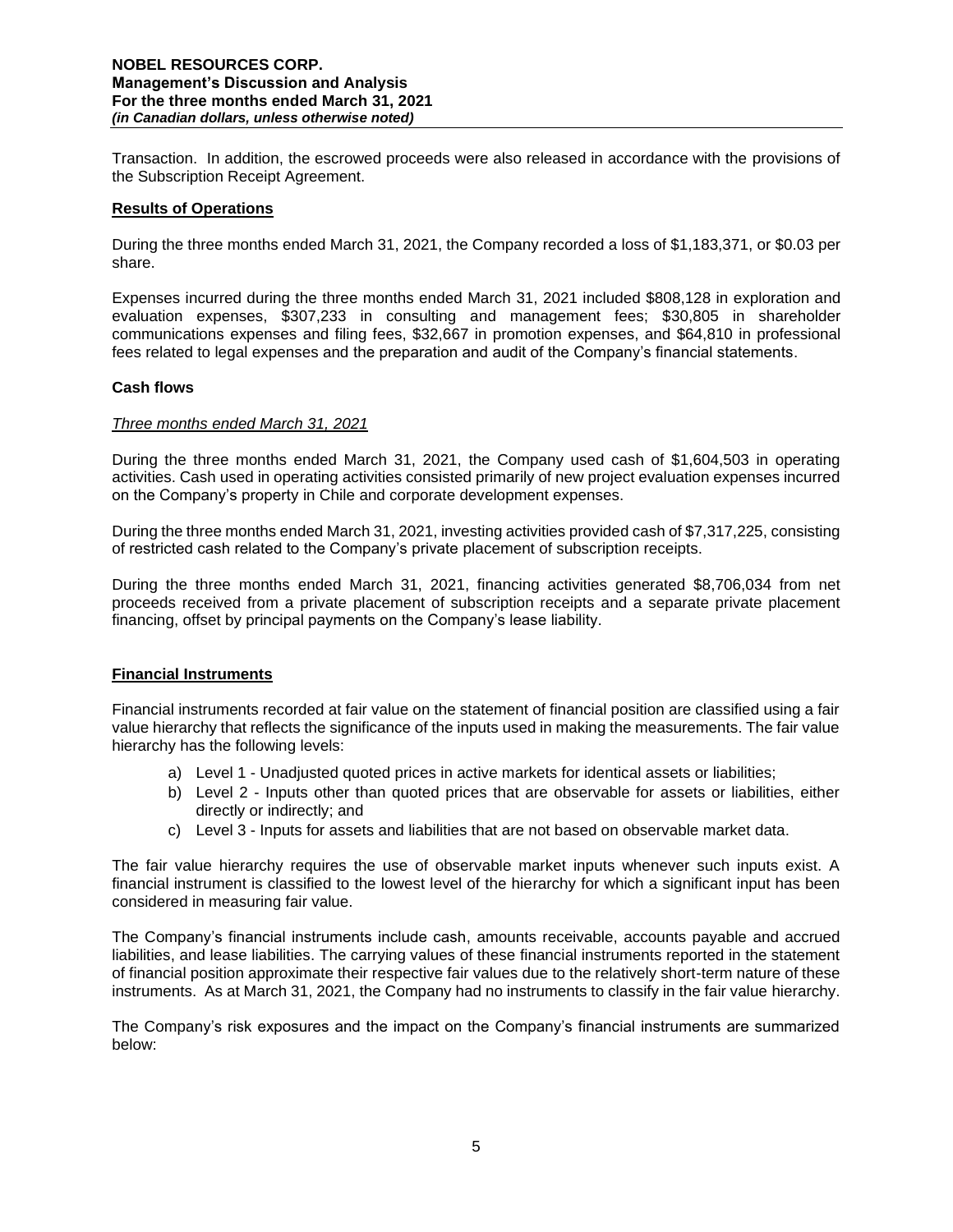Transaction. In addition, the escrowed proceeds were also released in accordance with the provisions of the Subscription Receipt Agreement.

## Results of Operations

During the three months ended March 31, 2021, the Company recorded a loss of $1,183,371, or $0.03 per share.

Expenses incurred during the three months ended March 31, 2021 included $808,128 in exploration and evaluation expenses, $307,233 in consulting and management fees; $30,805 in shareholder communications expenses and filing fees, $32,667 in promotion expenses, and $64,810 in professional fees related to legal expenses and the preparation and audit of the Company's financial statements.

### Cash flows

*Three months ended March 31, 2021*

During the three months ended March 31, 2021, the Company used cash of $1,604,503 in operating activities. Cash used in operating activities consisted primarily of new project evaluation expenses incurred on the Company's property in Chile and corporate development expenses.

During the three months ended March 31, 2021, investing activities provided cash of $7,317,225, consisting of restricted cash related to the Company's private placement of subscription receipts.

During the three months ended March 31, 2021, financing activities generated $8,706,034 from net proceeds received from a private placement of subscription receipts and a separate private placement financing, offset by principal payments on the Company's lease liability.

## Financial Instruments

Financial instruments recorded at fair value on the statement of financial position are classified using a fair value hierarchy that reflects the significance of the inputs used in making the measurements. The fair value hierarchy has the following levels:

a) Level 1 - Unadjusted quoted prices in active markets for identical assets or liabilities;
b) Level 2 - Inputs other than quoted prices that are observable for assets or liabilities, either directly or indirectly; and
c) Level 3 - Inputs for assets and liabilities that are not based on observable market data.

The fair value hierarchy requires the use of observable market inputs whenever such inputs exist. A financial instrument is classified to the lowest level of the hierarchy for which a significant input has been considered in measuring fair value.

The Company's financial instruments include cash, amounts receivable, accounts payable and accrued liabilities, and lease liabilities. The carrying values of these financial instruments reported in the statement of financial position approximate their respective fair values due to the relatively short-term nature of these instruments. As at March 31, 2021, the Company had no instruments to classify in the fair value hierarchy.

The Company's risk exposures and the impact on the Company's financial instruments are summarized below: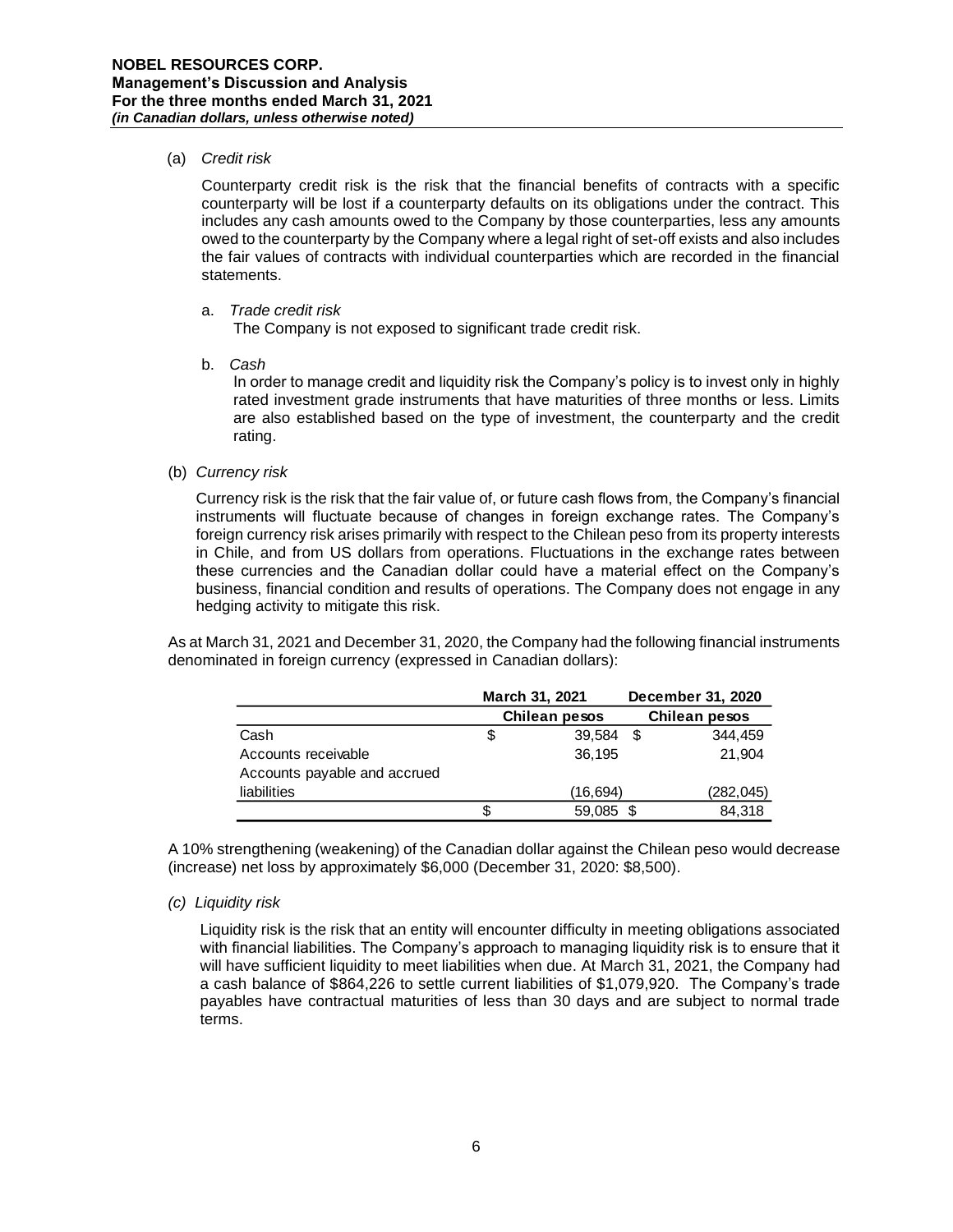(a) *Credit risk*

Counterparty credit risk is the risk that the financial benefits of contracts with a specific counterparty will be lost if a counterparty defaults on its obligations under the contract. This includes any cash amounts owed to the Company by those counterparties, less any amounts owed to the counterparty by the Company where a legal right of set-off exists and also includes the fair values of contracts with individual counterparties which are recorded in the financial statements.

a. *Trade credit risk*
The Company is not exposed to significant trade credit risk.

b. *Cash*
In order to manage credit and liquidity risk the Company's policy is to invest only in highly rated investment grade instruments that have maturities of three months or less. Limits are also established based on the type of investment, the counterparty and the credit rating.

(b) *Currency risk*

Currency risk is the risk that the fair value of, or future cash flows from, the Company's financial instruments will fluctuate because of changes in foreign exchange rates. The Company's foreign currency risk arises primarily with respect to the Chilean peso from its property interests in Chile, and from US dollars from operations. Fluctuations in the exchange rates between these currencies and the Canadian dollar could have a material effect on the Company's business, financial condition and results of operations. The Company does not engage in any hedging activity to mitigate this risk.

As at March 31, 2021 and December 31, 2020, the Company had the following financial instruments denominated in foreign currency (expressed in Canadian dollars):

| | March 31, 2021 | December 31, 2020 |
|---|---|---|
| | **Chilean pesos** | **Chilean pesos** |
| Cash | $ 39,584 | $ 344,459 |
| Accounts receivable | 36,195 | 21,904 |
| Accounts payable and accrued liabilities | (16,694) | (282,045) |
| | $ 59,085 | $ 84,318 |

A 10% strengthening (weakening) of the Canadian dollar against the Chilean peso would decrease (increase) net loss by approximately $6,000 (December 31, 2020: $8,500).

*(c) Liquidity risk*

Liquidity risk is the risk that an entity will encounter difficulty in meeting obligations associated with financial liabilities. The Company's approach to managing liquidity risk is to ensure that it will have sufficient liquidity to meet liabilities when due. At March 31, 2021, the Company had a cash balance of $864,226 to settle current liabilities of $1,079,920. The Company's trade payables have contractual maturities of less than 30 days and are subject to normal trade terms.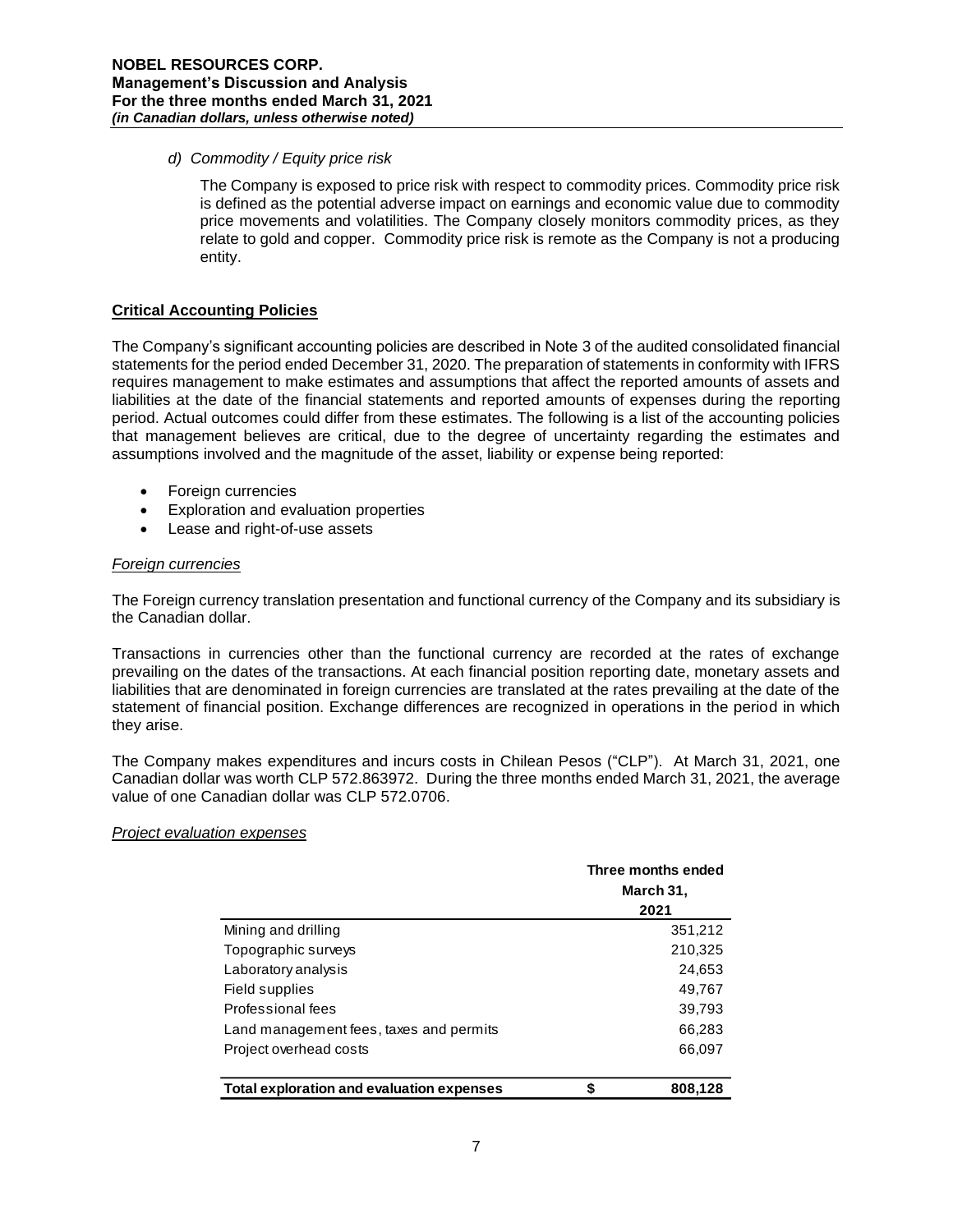*d) Commodity / Equity price risk*

The Company is exposed to price risk with respect to commodity prices. Commodity price risk is defined as the potential adverse impact on earnings and economic value due to commodity price movements and volatilities. The Company closely monitors commodity prices, as they relate to gold and copper. Commodity price risk is remote as the Company is not a producing entity.

## Critical Accounting Policies

The Company's significant accounting policies are described in Note 3 of the audited consolidated financial statements for the period ended December 31, 2020. The preparation of statements in conformity with IFRS requires management to make estimates and assumptions that affect the reported amounts of assets and liabilities at the date of the financial statements and reported amounts of expenses during the reporting period. Actual outcomes could differ from these estimates. The following is a list of the accounting policies that management believes are critical, due to the degree of uncertainty regarding the estimates and assumptions involved and the magnitude of the asset, liability or expense being reported:

- Foreign currencies
- Exploration and evaluation properties
- Lease and right-of-use assets

*Foreign currencies*

The Foreign currency translation presentation and functional currency of the Company and its subsidiary is the Canadian dollar.

Transactions in currencies other than the functional currency are recorded at the rates of exchange prevailing on the dates of the transactions. At each financial position reporting date, monetary assets and liabilities that are denominated in foreign currencies are translated at the rates prevailing at the date of the statement of financial position. Exchange differences are recognized in operations in the period in which they arise.

The Company makes expenditures and incurs costs in Chilean Pesos ("CLP"). At March 31, 2021, one Canadian dollar was worth CLP 572.863972. During the three months ended March 31, 2021, the average value of one Canadian dollar was CLP 572.0706.

*Project evaluation expenses*

| | | Three months ended March 31, 2021 |
|---|---|---|
| Mining and drilling | | 351,212 |
| Topographic surveys | | 210,325 |
| Laboratory analysis | | 24,653 |
| Field supplies | | 49,767 |
| Professional fees | | 39,793 |
| Land management fees, taxes and permits | | 66,283 |
| Project overhead costs | | 66,097 |
| **Total exploration and evaluation expenses** | **$** | **808,128** |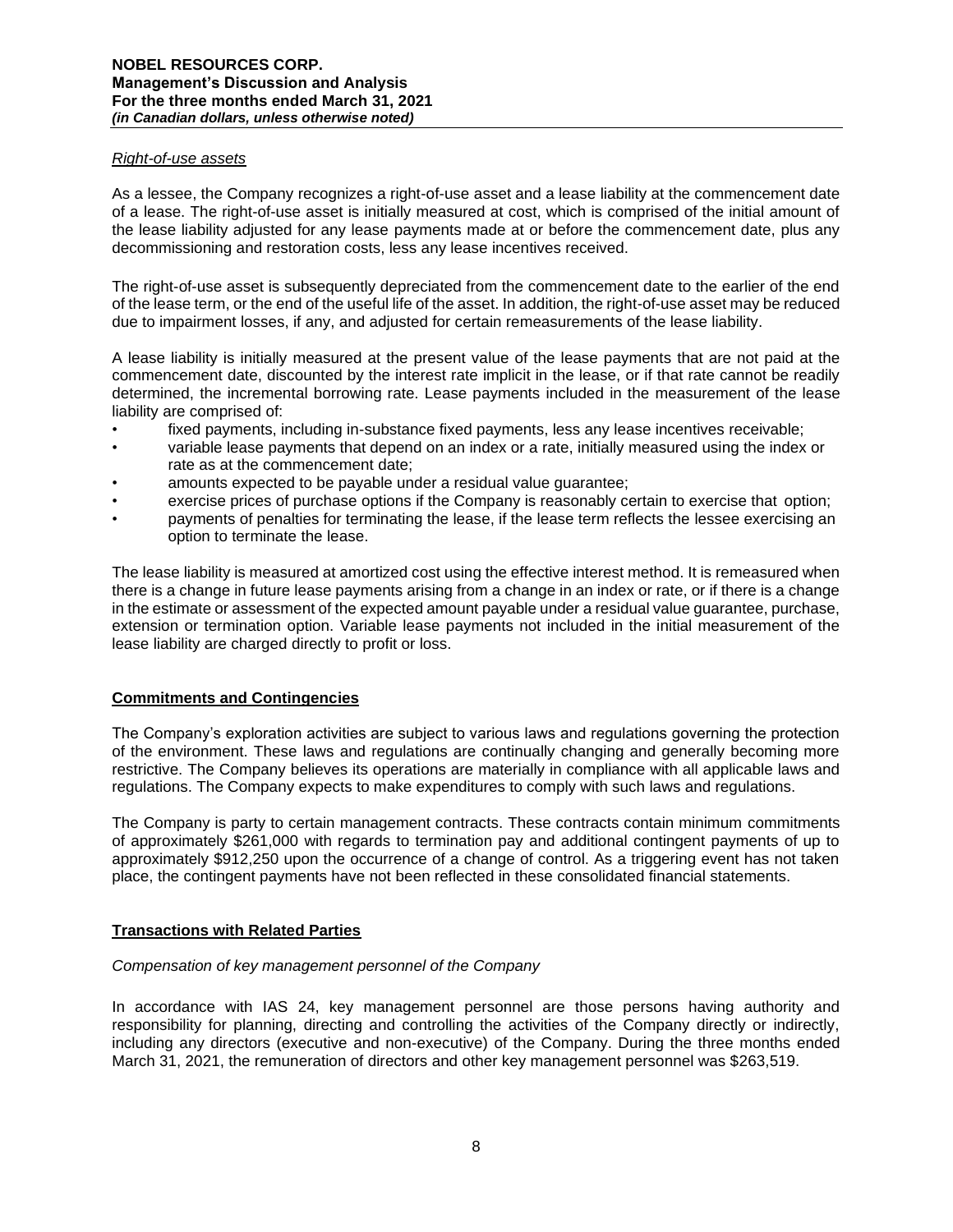*Right-of-use assets*

As a lessee, the Company recognizes a right-of-use asset and a lease liability at the commencement date of a lease. The right-of-use asset is initially measured at cost, which is comprised of the initial amount of the lease liability adjusted for any lease payments made at or before the commencement date, plus any decommissioning and restoration costs, less any lease incentives received.

The right-of-use asset is subsequently depreciated from the commencement date to the earlier of the end of the lease term, or the end of the useful life of the asset. In addition, the right-of-use asset may be reduced due to impairment losses, if any, and adjusted for certain remeasurements of the lease liability.

A lease liability is initially measured at the present value of the lease payments that are not paid at the commencement date, discounted by the interest rate implicit in the lease, or if that rate cannot be readily determined, the incremental borrowing rate. Lease payments included in the measurement of the lease liability are comprised of:

- fixed payments, including in-substance fixed payments, less any lease incentives receivable;
- variable lease payments that depend on an index or a rate, initially measured using the index or rate as at the commencement date;
- amounts expected to be payable under a residual value guarantee;
- exercise prices of purchase options if the Company is reasonably certain to exercise that option;
- payments of penalties for terminating the lease, if the lease term reflects the lessee exercising an option to terminate the lease.

The lease liability is measured at amortized cost using the effective interest method. It is remeasured when there is a change in future lease payments arising from a change in an index or rate, or if there is a change in the estimate or assessment of the expected amount payable under a residual value guarantee, purchase, extension or termination option. Variable lease payments not included in the initial measurement of the lease liability are charged directly to profit or loss.

## Commitments and Contingencies

The Company's exploration activities are subject to various laws and regulations governing the protection of the environment. These laws and regulations are continually changing and generally becoming more restrictive. The Company believes its operations are materially in compliance with all applicable laws and regulations. The Company expects to make expenditures to comply with such laws and regulations.

The Company is party to certain management contracts. These contracts contain minimum commitments of approximately $261,000 with regards to termination pay and additional contingent payments of up to approximately $912,250 upon the occurrence of a change of control. As a triggering event has not taken place, the contingent payments have not been reflected in these consolidated financial statements.

## Transactions with Related Parties

*Compensation of key management personnel of the Company*

In accordance with IAS 24, key management personnel are those persons having authority and responsibility for planning, directing and controlling the activities of the Company directly or indirectly, including any directors (executive and non-executive) of the Company. During the three months ended March 31, 2021, the remuneration of directors and other key management personnel was $263,519.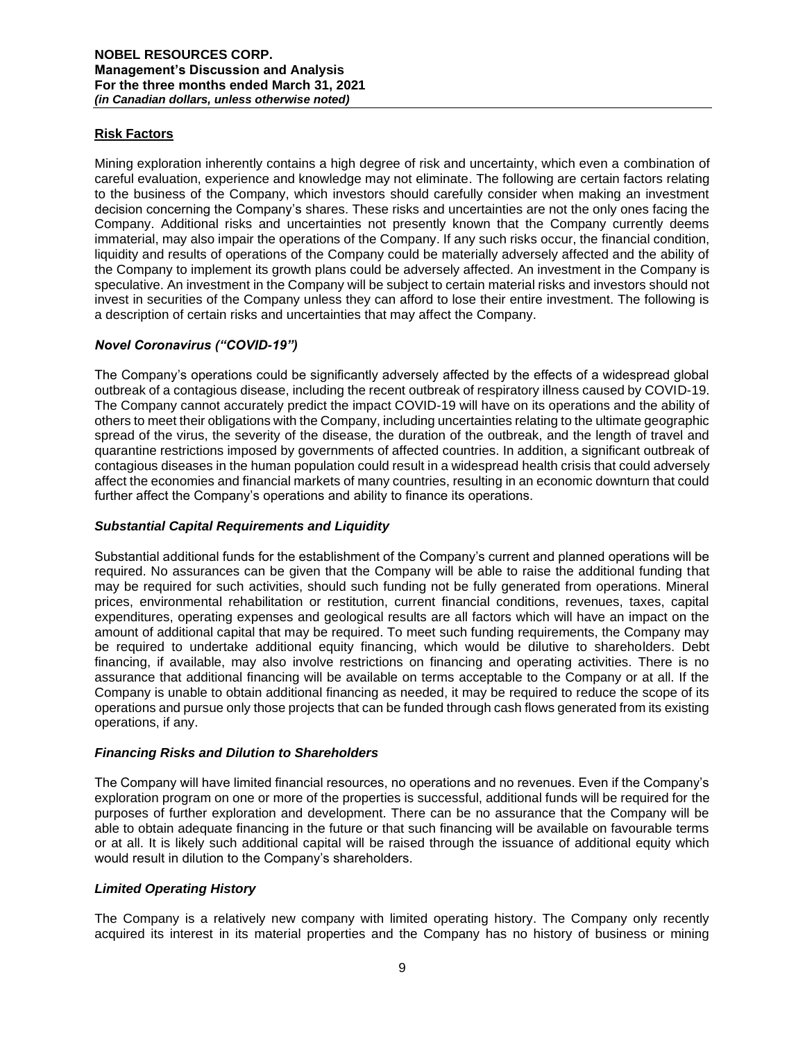## Risk Factors

Mining exploration inherently contains a high degree of risk and uncertainty, which even a combination of careful evaluation, experience and knowledge may not eliminate. The following are certain factors relating to the business of the Company, which investors should carefully consider when making an investment decision concerning the Company's shares. These risks and uncertainties are not the only ones facing the Company. Additional risks and uncertainties not presently known that the Company currently deems immaterial, may also impair the operations of the Company. If any such risks occur, the financial condition, liquidity and results of operations of the Company could be materially adversely affected and the ability of the Company to implement its growth plans could be adversely affected. An investment in the Company is speculative. An investment in the Company will be subject to certain material risks and investors should not invest in securities of the Company unless they can afford to lose their entire investment. The following is a description of certain risks and uncertainties that may affect the Company.

### *Novel Coronavirus ("COVID-19")*

The Company's operations could be significantly adversely affected by the effects of a widespread global outbreak of a contagious disease, including the recent outbreak of respiratory illness caused by COVID-19. The Company cannot accurately predict the impact COVID-19 will have on its operations and the ability of others to meet their obligations with the Company, including uncertainties relating to the ultimate geographic spread of the virus, the severity of the disease, the duration of the outbreak, and the length of travel and quarantine restrictions imposed by governments of affected countries. In addition, a significant outbreak of contagious diseases in the human population could result in a widespread health crisis that could adversely affect the economies and financial markets of many countries, resulting in an economic downturn that could further affect the Company's operations and ability to finance its operations.

### *Substantial Capital Requirements and Liquidity*

Substantial additional funds for the establishment of the Company's current and planned operations will be required. No assurances can be given that the Company will be able to raise the additional funding that may be required for such activities, should such funding not be fully generated from operations. Mineral prices, environmental rehabilitation or restitution, current financial conditions, revenues, taxes, capital expenditures, operating expenses and geological results are all factors which will have an impact on the amount of additional capital that may be required. To meet such funding requirements, the Company may be required to undertake additional equity financing, which would be dilutive to shareholders. Debt financing, if available, may also involve restrictions on financing and operating activities. There is no assurance that additional financing will be available on terms acceptable to the Company or at all. If the Company is unable to obtain additional financing as needed, it may be required to reduce the scope of its operations and pursue only those projects that can be funded through cash flows generated from its existing operations, if any.

### *Financing Risks and Dilution to Shareholders*

The Company will have limited financial resources, no operations and no revenues. Even if the Company's exploration program on one or more of the properties is successful, additional funds will be required for the purposes of further exploration and development. There can be no assurance that the Company will be able to obtain adequate financing in the future or that such financing will be available on favourable terms or at all. It is likely such additional capital will be raised through the issuance of additional equity which would result in dilution to the Company's shareholders.

### *Limited Operating History*

The Company is a relatively new company with limited operating history. The Company only recently acquired its interest in its material properties and the Company has no history of business or mining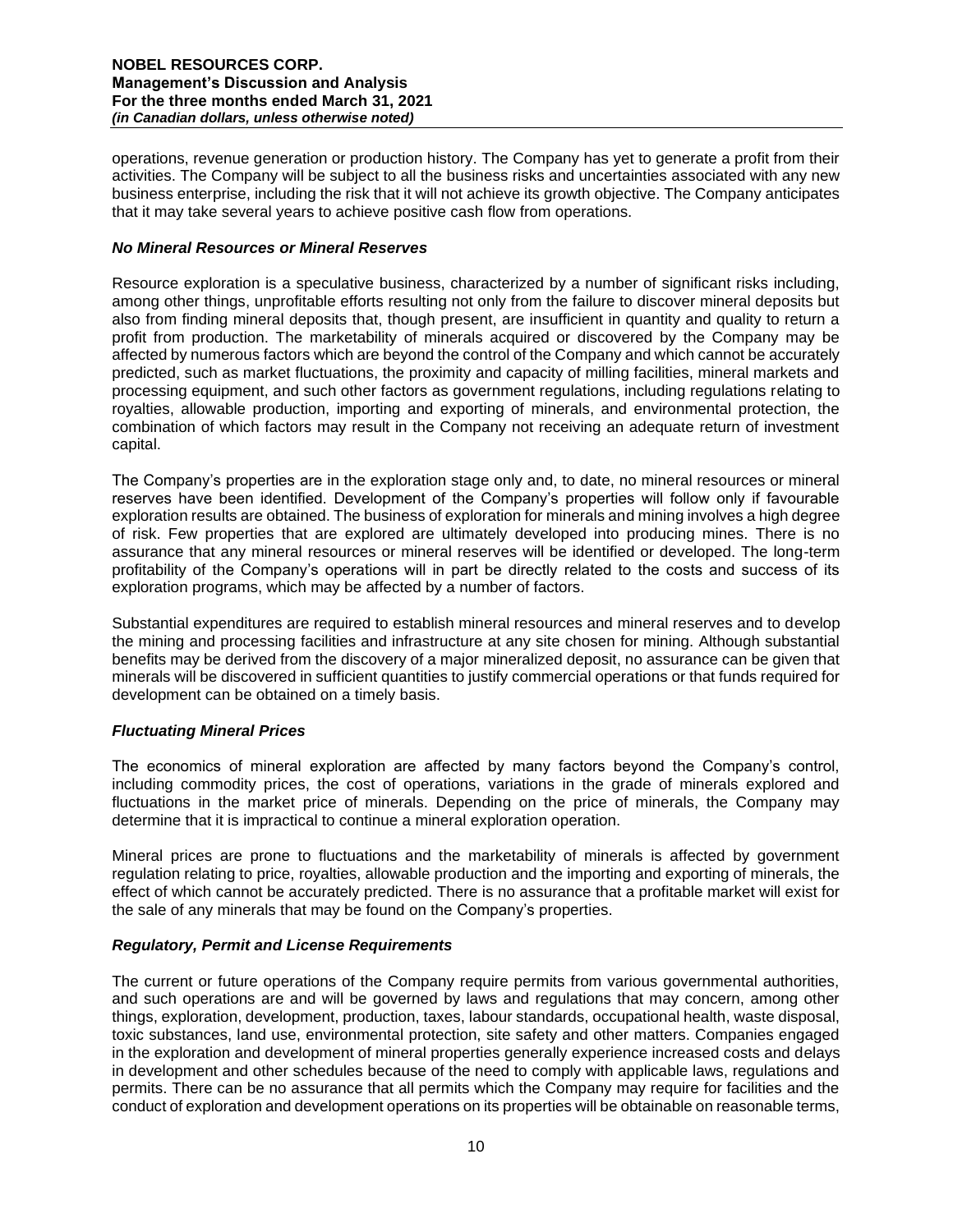operations, revenue generation or production history. The Company has yet to generate a profit from their activities. The Company will be subject to all the business risks and uncertainties associated with any new business enterprise, including the risk that it will not achieve its growth objective. The Company anticipates that it may take several years to achieve positive cash flow from operations.

### *No Mineral Resources or Mineral Reserves*

Resource exploration is a speculative business, characterized by a number of significant risks including, among other things, unprofitable efforts resulting not only from the failure to discover mineral deposits but also from finding mineral deposits that, though present, are insufficient in quantity and quality to return a profit from production. The marketability of minerals acquired or discovered by the Company may be affected by numerous factors which are beyond the control of the Company and which cannot be accurately predicted, such as market fluctuations, the proximity and capacity of milling facilities, mineral markets and processing equipment, and such other factors as government regulations, including regulations relating to royalties, allowable production, importing and exporting of minerals, and environmental protection, the combination of which factors may result in the Company not receiving an adequate return of investment capital.

The Company's properties are in the exploration stage only and, to date, no mineral resources or mineral reserves have been identified. Development of the Company's properties will follow only if favourable exploration results are obtained. The business of exploration for minerals and mining involves a high degree of risk. Few properties that are explored are ultimately developed into producing mines. There is no assurance that any mineral resources or mineral reserves will be identified or developed. The long-term profitability of the Company's operations will in part be directly related to the costs and success of its exploration programs, which may be affected by a number of factors.

Substantial expenditures are required to establish mineral resources and mineral reserves and to develop the mining and processing facilities and infrastructure at any site chosen for mining. Although substantial benefits may be derived from the discovery of a major mineralized deposit, no assurance can be given that minerals will be discovered in sufficient quantities to justify commercial operations or that funds required for development can be obtained on a timely basis.

### *Fluctuating Mineral Prices*

The economics of mineral exploration are affected by many factors beyond the Company's control, including commodity prices, the cost of operations, variations in the grade of minerals explored and fluctuations in the market price of minerals. Depending on the price of minerals, the Company may determine that it is impractical to continue a mineral exploration operation.

Mineral prices are prone to fluctuations and the marketability of minerals is affected by government regulation relating to price, royalties, allowable production and the importing and exporting of minerals, the effect of which cannot be accurately predicted. There is no assurance that a profitable market will exist for the sale of any minerals that may be found on the Company's properties.

### *Regulatory, Permit and License Requirements*

The current or future operations of the Company require permits from various governmental authorities, and such operations are and will be governed by laws and regulations that may concern, among other things, exploration, development, production, taxes, labour standards, occupational health, waste disposal, toxic substances, land use, environmental protection, site safety and other matters. Companies engaged in the exploration and development of mineral properties generally experience increased costs and delays in development and other schedules because of the need to comply with applicable laws, regulations and permits. There can be no assurance that all permits which the Company may require for facilities and the conduct of exploration and development operations on its properties will be obtainable on reasonable terms,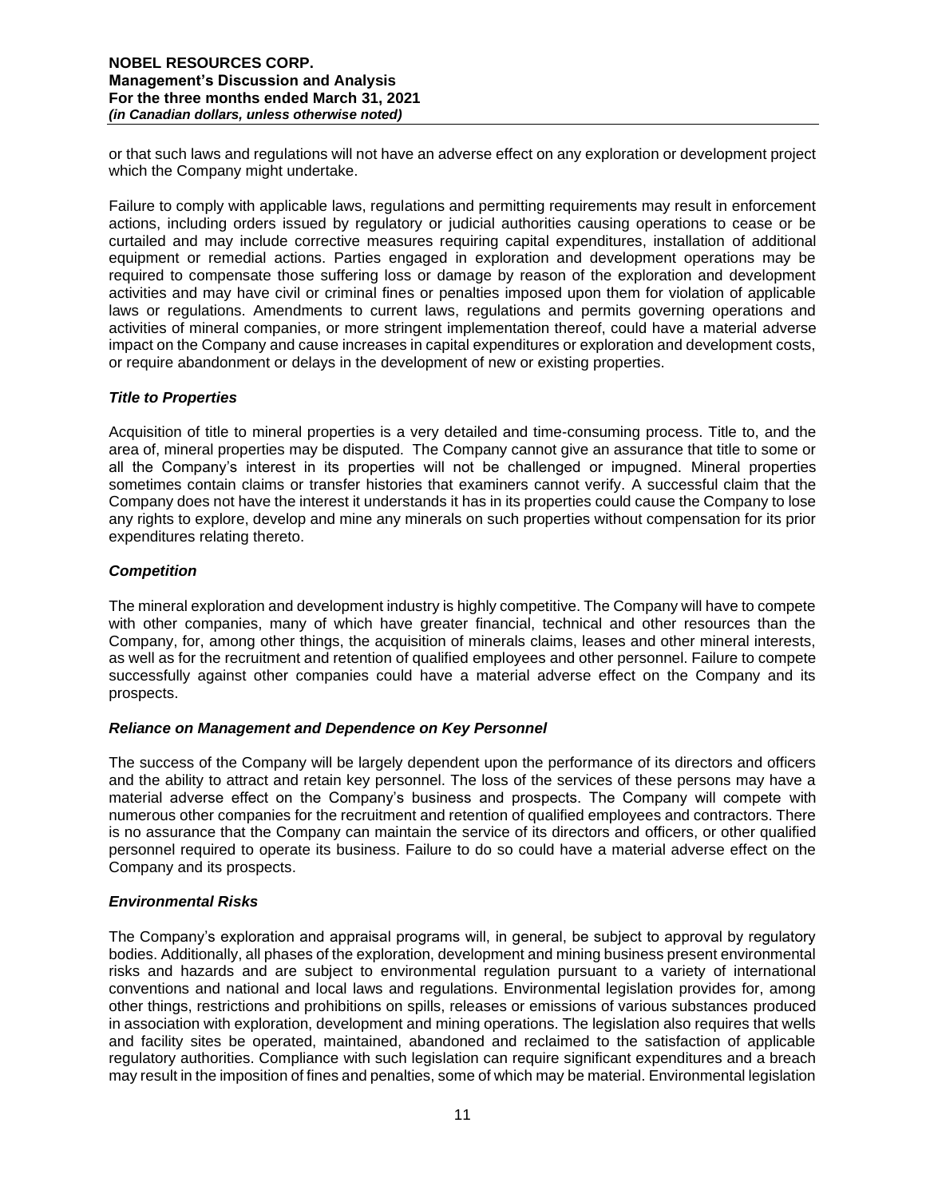or that such laws and regulations will not have an adverse effect on any exploration or development project which the Company might undertake.

Failure to comply with applicable laws, regulations and permitting requirements may result in enforcement actions, including orders issued by regulatory or judicial authorities causing operations to cease or be curtailed and may include corrective measures requiring capital expenditures, installation of additional equipment or remedial actions. Parties engaged in exploration and development operations may be required to compensate those suffering loss or damage by reason of the exploration and development activities and may have civil or criminal fines or penalties imposed upon them for violation of applicable laws or regulations. Amendments to current laws, regulations and permits governing operations and activities of mineral companies, or more stringent implementation thereof, could have a material adverse impact on the Company and cause increases in capital expenditures or exploration and development costs, or require abandonment or delays in the development of new or existing properties.

### *Title to Properties*

Acquisition of title to mineral properties is a very detailed and time-consuming process. Title to, and the area of, mineral properties may be disputed. The Company cannot give an assurance that title to some or all the Company's interest in its properties will not be challenged or impugned. Mineral properties sometimes contain claims or transfer histories that examiners cannot verify. A successful claim that the Company does not have the interest it understands it has in its properties could cause the Company to lose any rights to explore, develop and mine any minerals on such properties without compensation for its prior expenditures relating thereto.

### *Competition*

The mineral exploration and development industry is highly competitive. The Company will have to compete with other companies, many of which have greater financial, technical and other resources than the Company, for, among other things, the acquisition of minerals claims, leases and other mineral interests, as well as for the recruitment and retention of qualified employees and other personnel. Failure to compete successfully against other companies could have a material adverse effect on the Company and its prospects.

### *Reliance on Management and Dependence on Key Personnel*

The success of the Company will be largely dependent upon the performance of its directors and officers and the ability to attract and retain key personnel. The loss of the services of these persons may have a material adverse effect on the Company's business and prospects. The Company will compete with numerous other companies for the recruitment and retention of qualified employees and contractors. There is no assurance that the Company can maintain the service of its directors and officers, or other qualified personnel required to operate its business. Failure to do so could have a material adverse effect on the Company and its prospects.

### *Environmental Risks*

The Company's exploration and appraisal programs will, in general, be subject to approval by regulatory bodies. Additionally, all phases of the exploration, development and mining business present environmental risks and hazards and are subject to environmental regulation pursuant to a variety of international conventions and national and local laws and regulations. Environmental legislation provides for, among other things, restrictions and prohibitions on spills, releases or emissions of various substances produced in association with exploration, development and mining operations. The legislation also requires that wells and facility sites be operated, maintained, abandoned and reclaimed to the satisfaction of applicable regulatory authorities. Compliance with such legislation can require significant expenditures and a breach may result in the imposition of fines and penalties, some of which may be material. Environmental legislation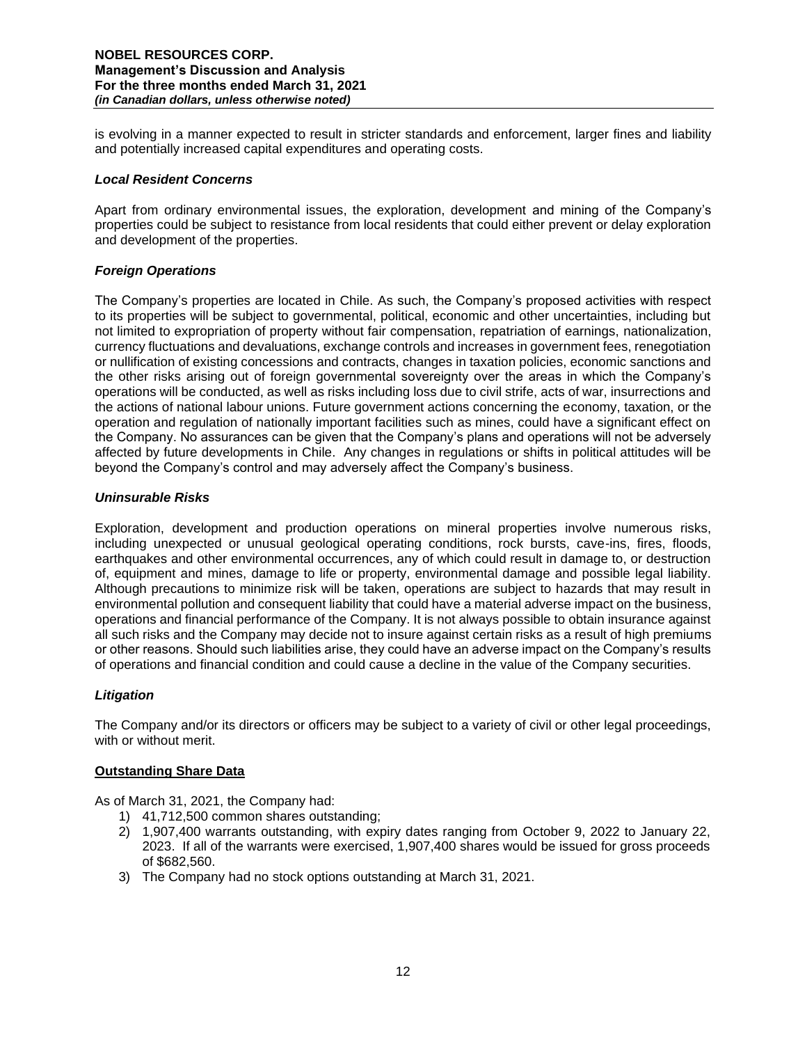is evolving in a manner expected to result in stricter standards and enforcement, larger fines and liability and potentially increased capital expenditures and operating costs.

### *Local Resident Concerns*

Apart from ordinary environmental issues, the exploration, development and mining of the Company's properties could be subject to resistance from local residents that could either prevent or delay exploration and development of the properties.

### *Foreign Operations*

The Company's properties are located in Chile. As such, the Company's proposed activities with respect to its properties will be subject to governmental, political, economic and other uncertainties, including but not limited to expropriation of property without fair compensation, repatriation of earnings, nationalization, currency fluctuations and devaluations, exchange controls and increases in government fees, renegotiation or nullification of existing concessions and contracts, changes in taxation policies, economic sanctions and the other risks arising out of foreign governmental sovereignty over the areas in which the Company's operations will be conducted, as well as risks including loss due to civil strife, acts of war, insurrections and the actions of national labour unions. Future government actions concerning the economy, taxation, or the operation and regulation of nationally important facilities such as mines, could have a significant effect on the Company. No assurances can be given that the Company's plans and operations will not be adversely affected by future developments in Chile. Any changes in regulations or shifts in political attitudes will be beyond the Company's control and may adversely affect the Company's business.

### *Uninsurable Risks*

Exploration, development and production operations on mineral properties involve numerous risks, including unexpected or unusual geological operating conditions, rock bursts, cave-ins, fires, floods, earthquakes and other environmental occurrences, any of which could result in damage to, or destruction of, equipment and mines, damage to life or property, environmental damage and possible legal liability. Although precautions to minimize risk will be taken, operations are subject to hazards that may result in environmental pollution and consequent liability that could have a material adverse impact on the business, operations and financial performance of the Company. It is not always possible to obtain insurance against all such risks and the Company may decide not to insure against certain risks as a result of high premiums or other reasons. Should such liabilities arise, they could have an adverse impact on the Company's results of operations and financial condition and could cause a decline in the value of the Company securities.

### *Litigation*

The Company and/or its directors or officers may be subject to a variety of civil or other legal proceedings, with or without merit.

## **Outstanding Share Data**

As of March 31, 2021, the Company had:

1) 41,712,500 common shares outstanding;
2) 1,907,400 warrants outstanding, with expiry dates ranging from October 9, 2022 to January 22, 2023. If all of the warrants were exercised, 1,907,400 shares would be issued for gross proceeds of $682,560.
3) The Company had no stock options outstanding at March 31, 2021.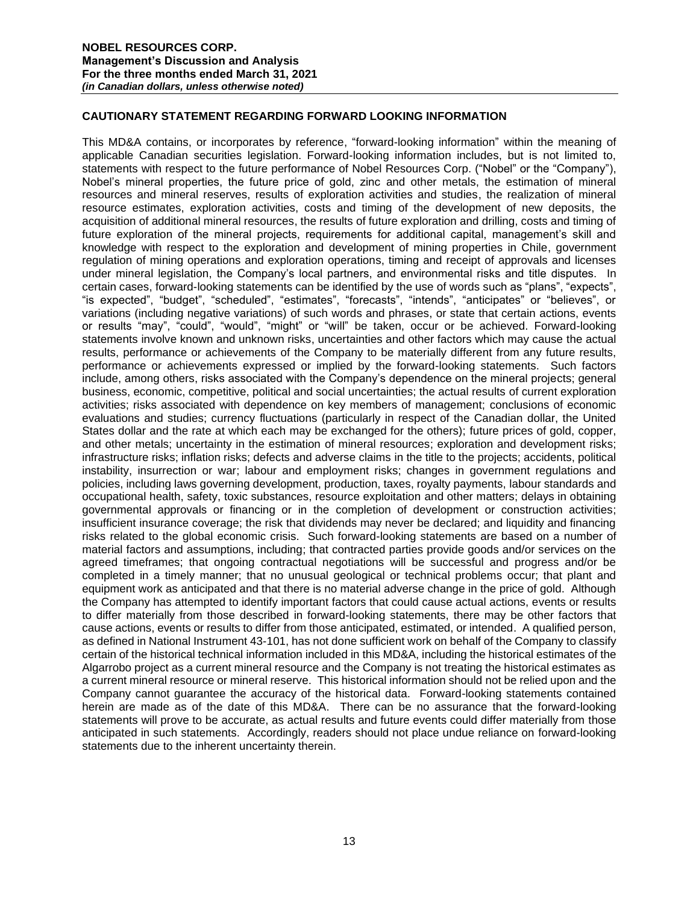## CAUTIONARY STATEMENT REGARDING FORWARD LOOKING INFORMATION

This MD&A contains, or incorporates by reference, "forward-looking information" within the meaning of applicable Canadian securities legislation. Forward-looking information includes, but is not limited to, statements with respect to the future performance of Nobel Resources Corp. ("Nobel" or the "Company"), Nobel's mineral properties, the future price of gold, zinc and other metals, the estimation of mineral resources and mineral reserves, results of exploration activities and studies, the realization of mineral resource estimates, exploration activities, costs and timing of the development of new deposits, the acquisition of additional mineral resources, the results of future exploration and drilling, costs and timing of future exploration of the mineral projects, requirements for additional capital, management's skill and knowledge with respect to the exploration and development of mining properties in Chile, government regulation of mining operations and exploration operations, timing and receipt of approvals and licenses under mineral legislation, the Company's local partners, and environmental risks and title disputes. In certain cases, forward-looking statements can be identified by the use of words such as "plans", "expects", "is expected", "budget", "scheduled", "estimates", "forecasts", "intends", "anticipates" or "believes", or variations (including negative variations) of such words and phrases, or state that certain actions, events or results "may", "could", "would", "might" or "will" be taken, occur or be achieved. Forward-looking statements involve known and unknown risks, uncertainties and other factors which may cause the actual results, performance or achievements of the Company to be materially different from any future results, performance or achievements expressed or implied by the forward-looking statements. Such factors include, among others, risks associated with the Company's dependence on the mineral projects; general business, economic, competitive, political and social uncertainties; the actual results of current exploration activities; risks associated with dependence on key members of management; conclusions of economic evaluations and studies; currency fluctuations (particularly in respect of the Canadian dollar, the United States dollar and the rate at which each may be exchanged for the others); future prices of gold, copper, and other metals; uncertainty in the estimation of mineral resources; exploration and development risks; infrastructure risks; inflation risks; defects and adverse claims in the title to the projects; accidents, political instability, insurrection or war; labour and employment risks; changes in government regulations and policies, including laws governing development, production, taxes, royalty payments, labour standards and occupational health, safety, toxic substances, resource exploitation and other matters; delays in obtaining governmental approvals or financing or in the completion of development or construction activities; insufficient insurance coverage; the risk that dividends may never be declared; and liquidity and financing risks related to the global economic crisis. Such forward-looking statements are based on a number of material factors and assumptions, including; that contracted parties provide goods and/or services on the agreed timeframes; that ongoing contractual negotiations will be successful and progress and/or be completed in a timely manner; that no unusual geological or technical problems occur; that plant and equipment work as anticipated and that there is no material adverse change in the price of gold. Although the Company has attempted to identify important factors that could cause actual actions, events or results to differ materially from those described in forward-looking statements, there may be other factors that cause actions, events or results to differ from those anticipated, estimated, or intended. A qualified person, as defined in National Instrument 43-101, has not done sufficient work on behalf of the Company to classify certain of the historical technical information included in this MD&A, including the historical estimates of the Algarrobo project as a current mineral resource and the Company is not treating the historical estimates as a current mineral resource or mineral reserve. This historical information should not be relied upon and the Company cannot guarantee the accuracy of the historical data. Forward-looking statements contained herein are made as of the date of this MD&A. There can be no assurance that the forward-looking statements will prove to be accurate, as actual results and future events could differ materially from those anticipated in such statements. Accordingly, readers should not place undue reliance on forward-looking statements due to the inherent uncertainty therein.